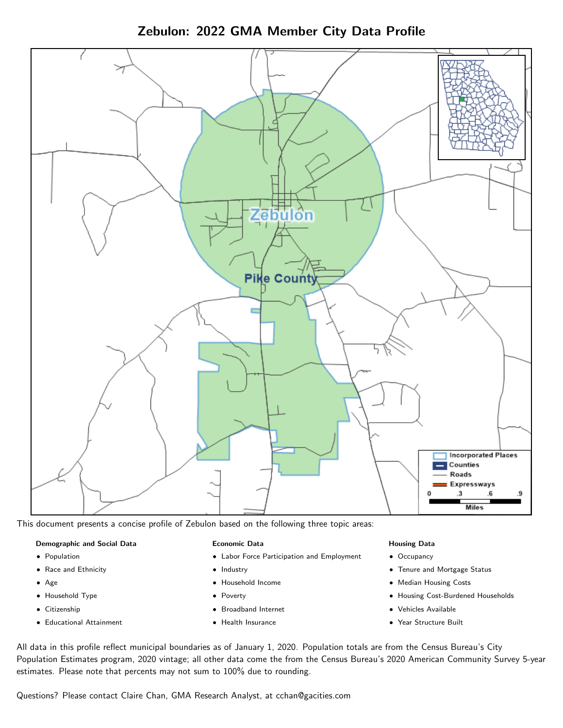# Zebulon: 2022 GMA Member City Data Profile

This document presents a concise profile of Zebulon based on the following three topic areas:

**Demographic and Social Data**

- Population
- Race and Ethnicity
- Age
- Household Type
- Citizenship
- Educational Attainment

**Economic Data**

- Labor Force Participation and Employment
- Industry
- Household Income
- Poverty
- Broadband Internet
- Health Insurance

**Housing Data**

- Occupancy
- Tenure and Mortgage Status
- Median Housing Costs
- Housing Cost-Burdened Households
- Vehicles Available
- Year Structure Built

All data in this profile reflect municipal boundaries as of January 1, 2020. Population totals are from the Census Bureau's City Population Estimates program, 2020 vintage; all other data come the from the Census Bureau's 2020 American Community Survey 5-year estimates. Please note that percents may not sum to 100% due to rounding.

Questions? Please contact Claire Chan, GMA Research Analyst, at cchan@gacities.com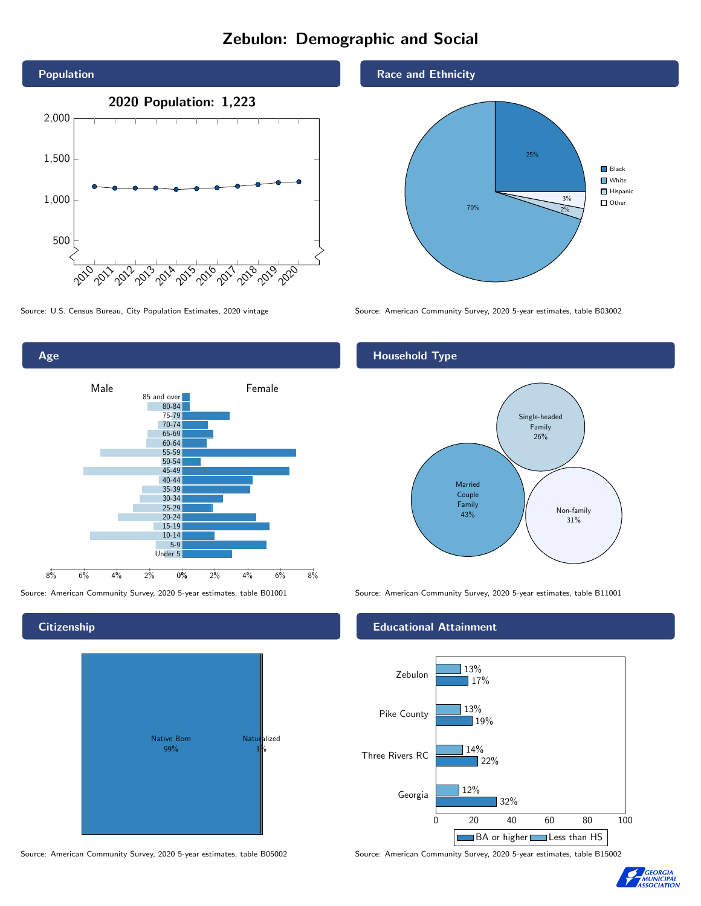# Zebulon: Demographic and Social

## Population

**2020 Population: 1,223**

Source: U.S. Census Bureau, City Population Estimates, 2020 vintage

## Race and Ethnicity

| Group | Share |
|---|---|
| Black | 25% |
| White | 70% |
| Hispanic | 2% |
| Other | 3% |

Source: American Community Survey, 2020 5-year estimates, table B03002

## Age

Male / Female

Source: American Community Survey, 2020 5-year estimates, table B01001

## Household Type

| Type | Share |
|---|---|
| Married Couple Family | 43% |
| Single-headed Family | 26% |
| Non-family | 31% |

Source: American Community Survey, 2020 5-year estimates, table B11001

## Citizenship

| Status | Share |
|---|---|
| Native Born | 99% |
| Naturalized | 1% |

Source: American Community Survey, 2020 5-year estimates, table B05002

## Educational Attainment

| Area | Less than HS | BA or higher |
|---|---|---|
| Zebulon | 13% | 17% |
| Pike County | 13% | 19% |
| Three Rivers RC | 14% | 22% |
| Georgia | 12% | 32% |

Source: American Community Survey, 2020 5-year estimates, table B15002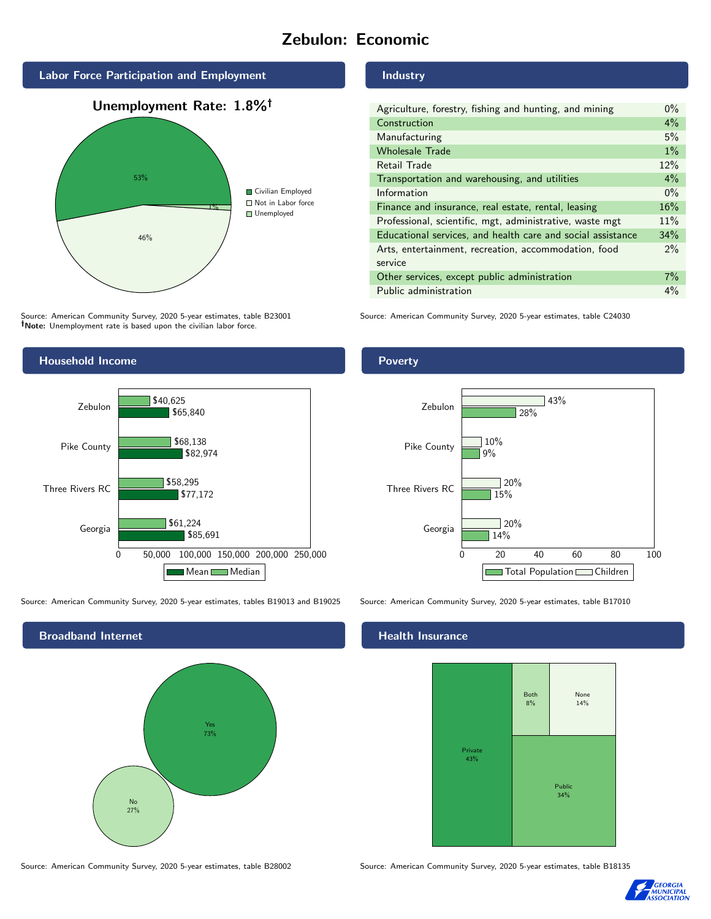# Zebulon: Economic

## Labor Force Participation and Employment

**Unemployment Rate: 1.8%†**

| Category | Percent |
|---|---|
| Civilian Employed | 53% |
| Not in Labor force | 46% |
| Unemployed | 1% |

Source: American Community Survey, 2020 5-year estimates, table B23001
**†Note:** Unemployment rate is based upon the civilian labor force.

## Industry

| Industry | Percent |
|---|---|
| Agriculture, forestry, fishing and hunting, and mining | 0% |
| Construction | 4% |
| Manufacturing | 5% |
| Wholesale Trade | 1% |
| Retail Trade | 12% |
| Transportation and warehousing, and utilities | 4% |
| Information | 0% |
| Finance and insurance, real estate, rental, leasing | 16% |
| Professional, scientific, mgt, administrative, waste mgt | 11% |
| Educational services, and health care and social assistance | 34% |
| Arts, entertainment, recreation, accommodation, food service | 2% |
| Other services, except public administration | 7% |
| Public administration | 4% |

Source: American Community Survey, 2020 5-year estimates, table C24030

## Household Income

| | Median | Mean |
|---|---|---|
| Zebulon | $40,625 | $65,840 |
| Pike County | $68,138 | $82,974 |
| Three Rivers RC | $58,295 | $77,172 |
| Georgia | $61,224 | $85,691 |

Source: American Community Survey, 2020 5-year estimates, tables B19013 and B19025

## Poverty

| | Children | Total Population |
|---|---|---|
| Zebulon | 43% | 28% |
| Pike County | 10% | 9% |
| Three Rivers RC | 20% | 15% |
| Georgia | 20% | 14% |

Source: American Community Survey, 2020 5-year estimates, table B17010

## Broadband Internet

| | Percent |
|---|---|
| Yes | 73% |
| No | 27% |

Source: American Community Survey, 2020 5-year estimates, table B28002

## Health Insurance

| | Percent |
|---|---|
| Private | 43% |
| Public | 34% |
| Both | 8% |
| None | 14% |

Source: American Community Survey, 2020 5-year estimates, table B18135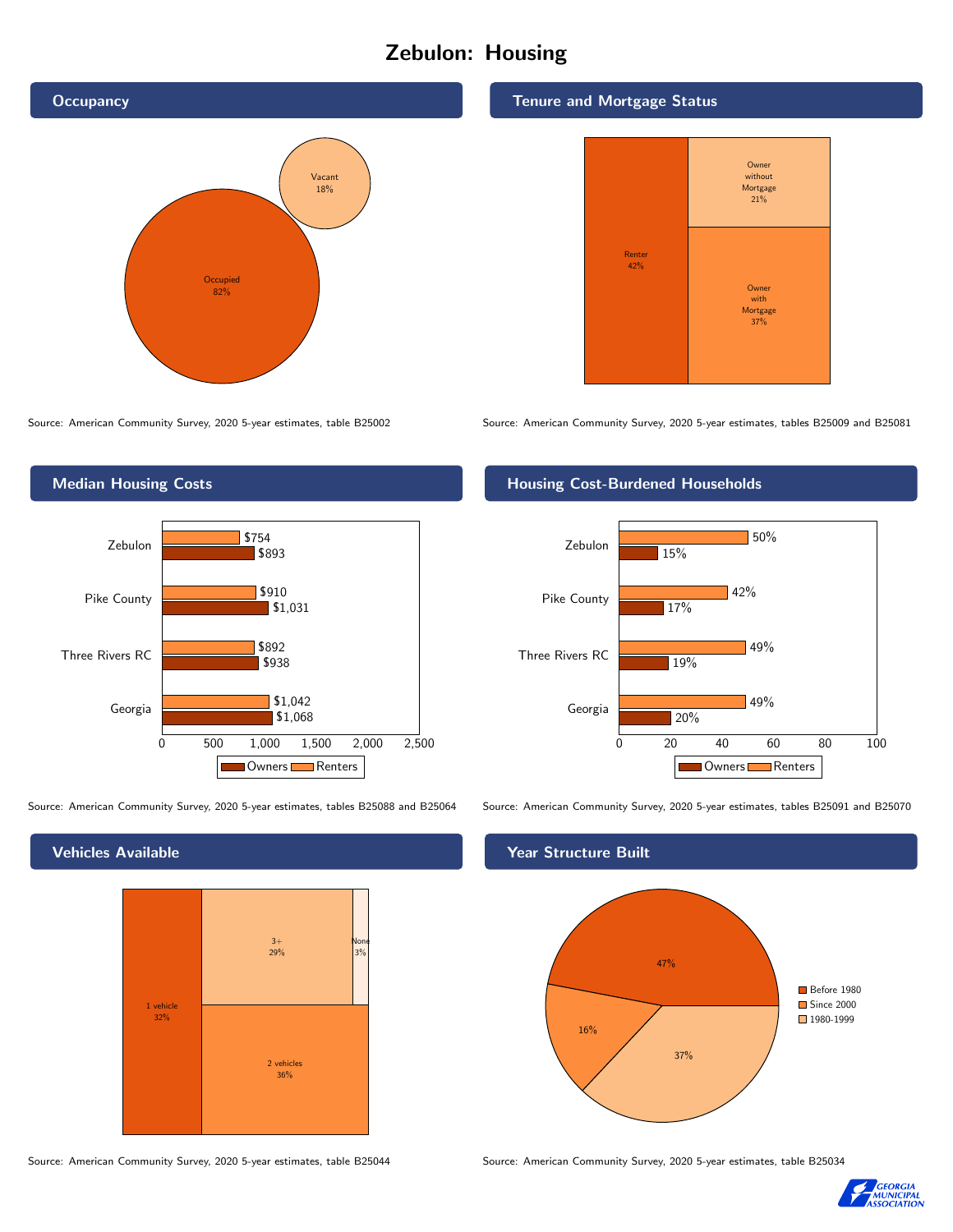# Zebulon: Housing

## Occupancy

Vacant
18%

Occupied
82%

Source: American Community Survey, 2020 5-year estimates, table B25002

## Tenure and Mortgage Status

Renter
42%

Owner without Mortgage
21%

Owner with Mortgage
37%

Source: American Community Survey, 2020 5-year estimates, tables B25009 and B25081

## Median Housing Costs

Zebulon
$754
$893

Pike County
$910
$1,031

Three Rivers RC
$892
$938

Georgia
$1,042
$1,068

0 500 1,000 1,500 2,000 2,500

Owners Renters

Source: American Community Survey, 2020 5-year estimates, tables B25088 and B25064

## Housing Cost-Burdened Households

Zebulon
50%
15%

Pike County
42%
17%

Three Rivers RC
49%
19%

Georgia
49%
20%

0 20 40 60 80 100

Owners Renters

Source: American Community Survey, 2020 5-year estimates, tables B25091 and B25070

## Vehicles Available

1 vehicle
32%

3+
29%

None
3%

2 vehicles
36%

Source: American Community Survey, 2020 5-year estimates, table B25044

## Year Structure Built

47%

16%

37%

Before 1980
Since 2000
1980-1999

Source: American Community Survey, 2020 5-year estimates, table B25034